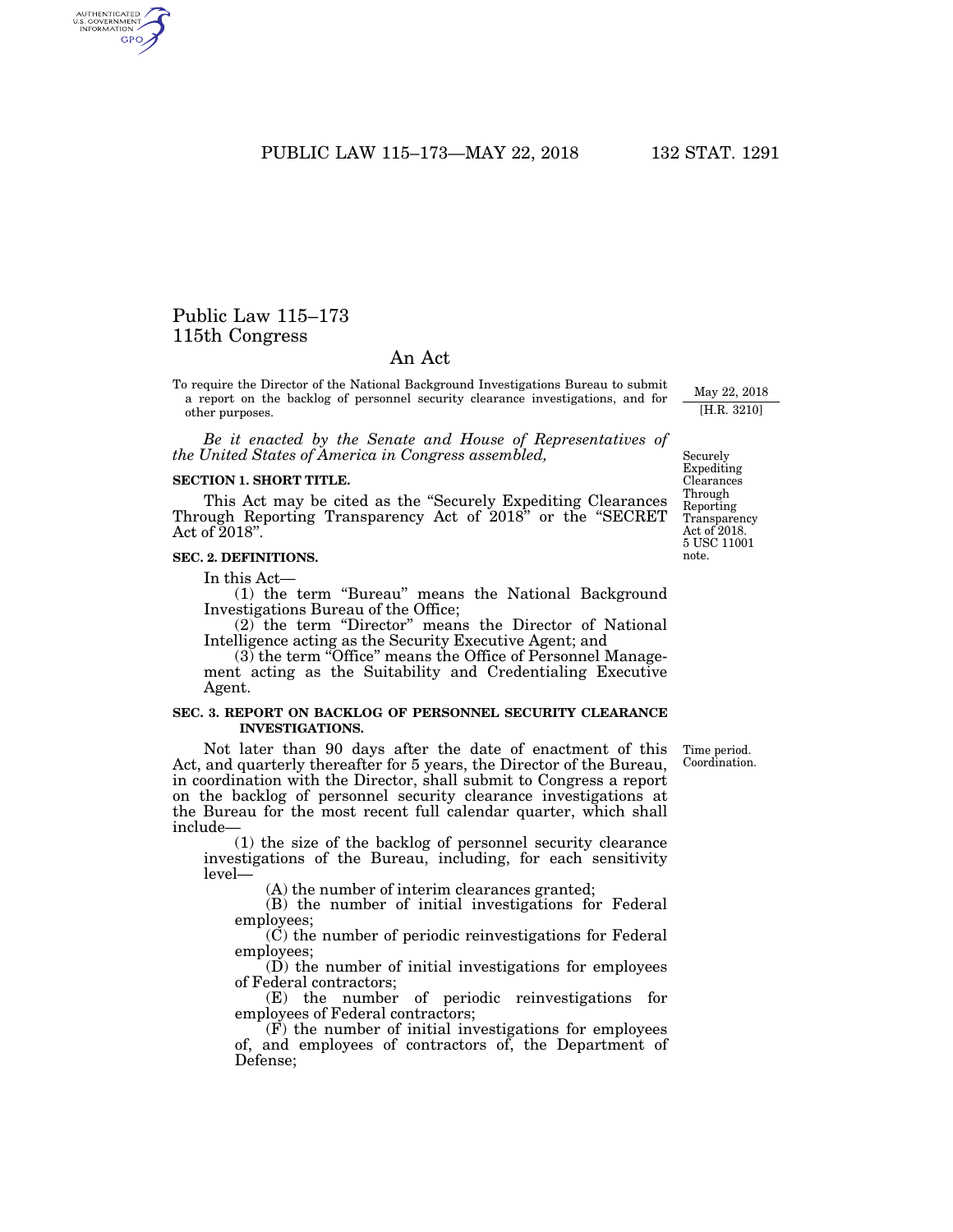# Public Law 115–173
## 115th Congress

## An Act

To require the Director of the National Background Investigations Bureau to submit a report on the backlog of personnel security clearance investigations, and for other purposes.

May 22, 2018
[H.R. 3210]

*Be it enacted by the Senate and House of Representatives of the United States of America in Congress assembled,*

**SECTION 1. SHORT TITLE.**

Securely Expediting Clearances Through Reporting Transparency Act of 2018. 5 USC 11001 note.

This Act may be cited as the "Securely Expediting Clearances Through Reporting Transparency Act of 2018" or the "SECRET Act of 2018".

**SEC. 2. DEFINITIONS.**

In this Act—

(1) the term "Bureau" means the National Background Investigations Bureau of the Office;

(2) the term "Director" means the Director of National Intelligence acting as the Security Executive Agent; and

(3) the term "Office" means the Office of Personnel Management acting as the Suitability and Credentialing Executive Agent.

**SEC. 3. REPORT ON BACKLOG OF PERSONNEL SECURITY CLEARANCE INVESTIGATIONS.**

Time period. Coordination.

Not later than 90 days after the date of enactment of this Act, and quarterly thereafter for 5 years, the Director of the Bureau, in coordination with the Director, shall submit to Congress a report on the backlog of personnel security clearance investigations at the Bureau for the most recent full calendar quarter, which shall include—

(1) the size of the backlog of personnel security clearance investigations of the Bureau, including, for each sensitivity level—

(A) the number of interim clearances granted;

(B) the number of initial investigations for Federal employees;

(C) the number of periodic reinvestigations for Federal employees;

(D) the number of initial investigations for employees of Federal contractors;

(E) the number of periodic reinvestigations for employees of Federal contractors;

(F) the number of initial investigations for employees of, and employees of contractors of, the Department of Defense;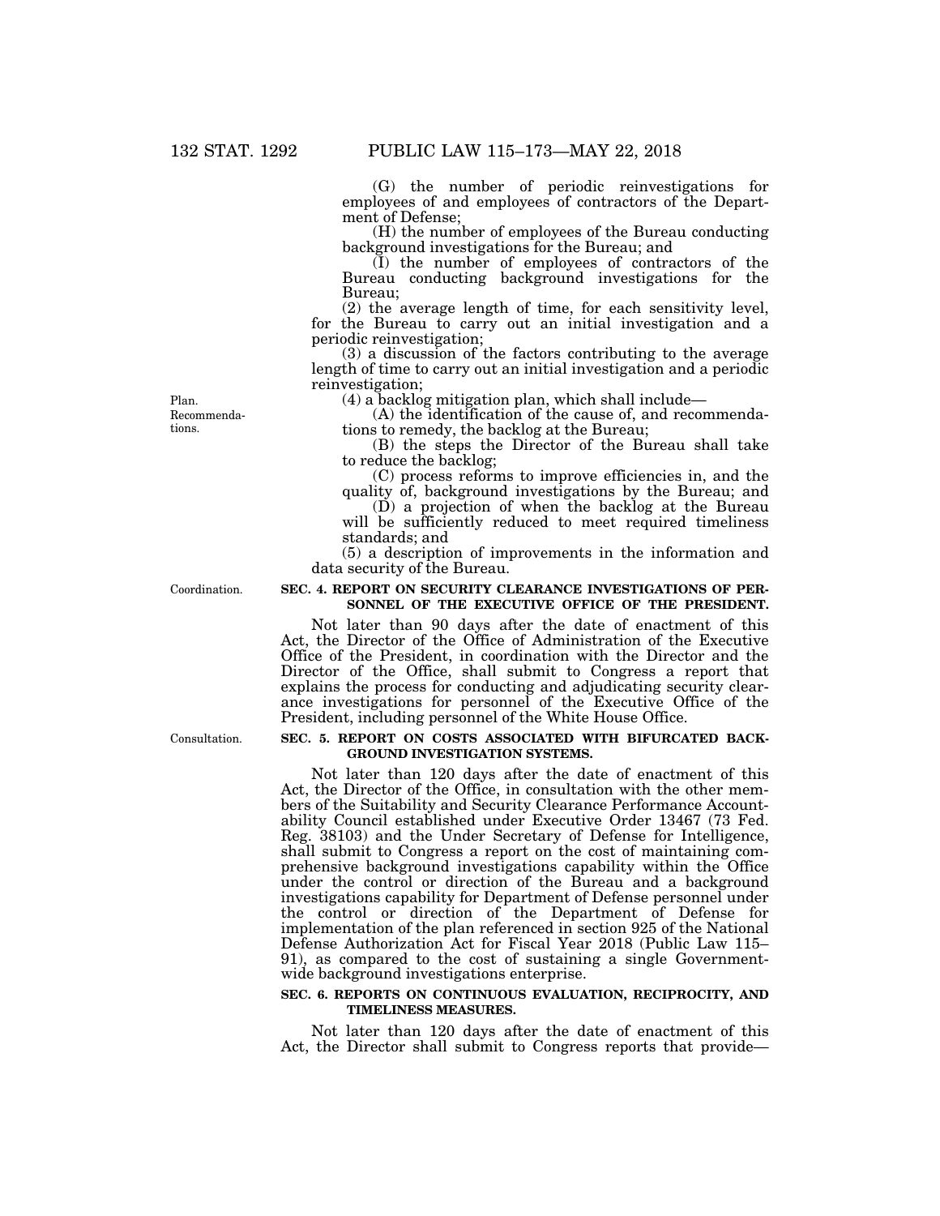(G) the number of periodic reinvestigations for employees of and employees of contractors of the Department of Defense;

(H) the number of employees of the Bureau conducting background investigations for the Bureau; and

(I) the number of employees of contractors of the Bureau conducting background investigations for the Bureau;

(2) the average length of time, for each sensitivity level, for the Bureau to carry out an initial investigation and a periodic reinvestigation;

(3) a discussion of the factors contributing to the average length of time to carry out an initial investigation and a periodic reinvestigation;

(4) a backlog mitigation plan, which shall include—

(A) the identification of the cause of, and recommendations to remedy, the backlog at the Bureau;

(B) the steps the Director of the Bureau shall take to reduce the backlog;

(C) process reforms to improve efficiencies in, and the quality of, background investigations by the Bureau; and

(D) a projection of when the backlog at the Bureau will be sufficiently reduced to meet required timeliness standards; and

(5) a description of improvements in the information and data security of the Bureau.

Plan. Recommendations.

Coordination.

**SEC. 4. REPORT ON SECURITY CLEARANCE INVESTIGATIONS OF PERSONNEL OF THE EXECUTIVE OFFICE OF THE PRESIDENT.**

Not later than 90 days after the date of enactment of this Act, the Director of the Office of Administration of the Executive Office of the President, in coordination with the Director and the Director of the Office, shall submit to Congress a report that explains the process for conducting and adjudicating security clearance investigations for personnel of the Executive Office of the President, including personnel of the White House Office.

Consultation.

**SEC. 5. REPORT ON COSTS ASSOCIATED WITH BIFURCATED BACKGROUND INVESTIGATION SYSTEMS.**

Not later than 120 days after the date of enactment of this Act, the Director of the Office, in consultation with the other members of the Suitability and Security Clearance Performance Accountability Council established under Executive Order 13467 (73 Fed. Reg. 38103) and the Under Secretary of Defense for Intelligence, shall submit to Congress a report on the cost of maintaining comprehensive background investigations capability within the Office under the control or direction of the Bureau and a background investigations capability for Department of Defense personnel under the control or direction of the Department of Defense for implementation of the plan referenced in section 925 of the National Defense Authorization Act for Fiscal Year 2018 (Public Law 115–91), as compared to the cost of sustaining a single Government-wide background investigations enterprise.

**SEC. 6. REPORTS ON CONTINUOUS EVALUATION, RECIPROCITY, AND TIMELINESS MEASURES.**

Not later than 120 days after the date of enactment of this Act, the Director shall submit to Congress reports that provide—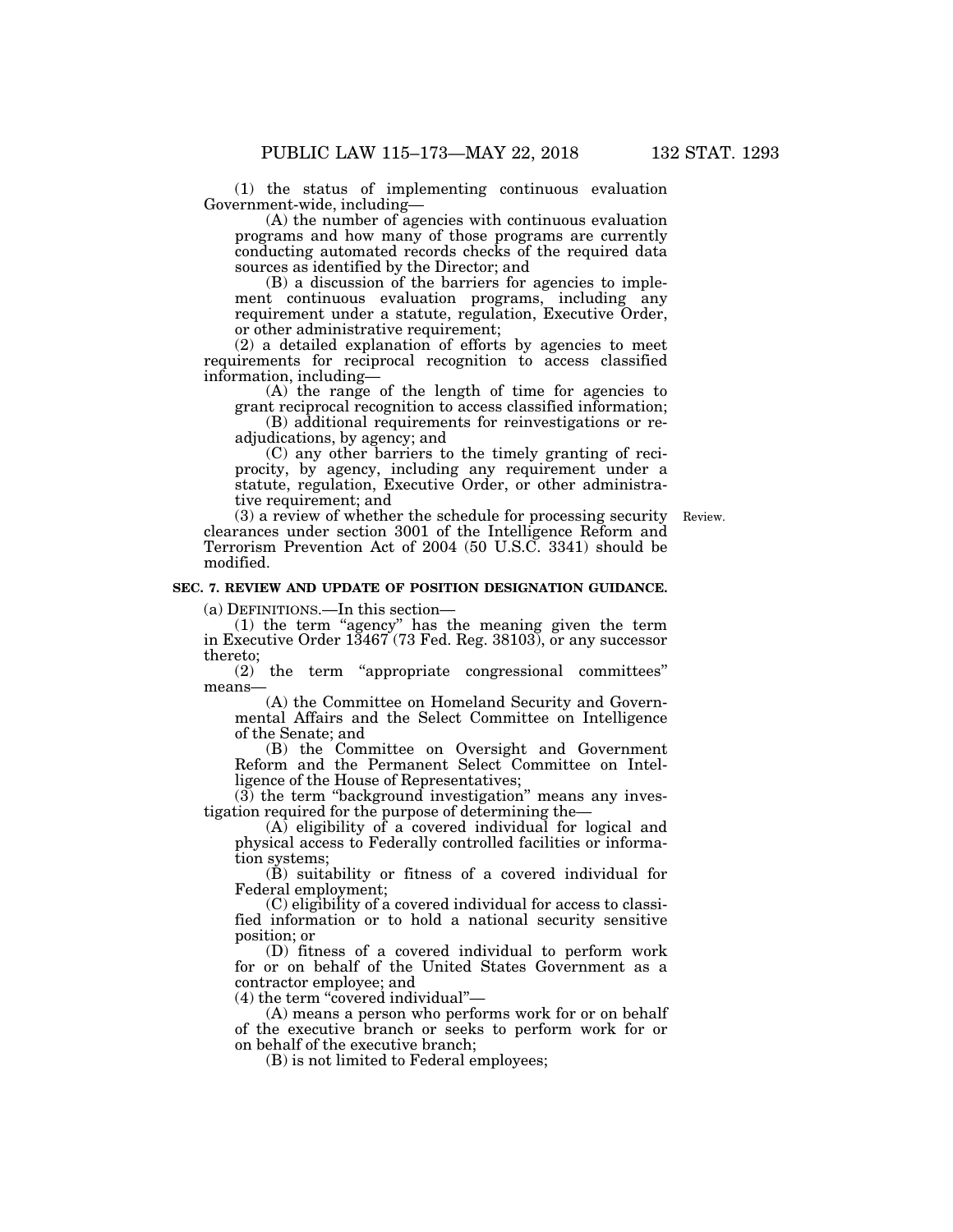(1) the status of implementing continuous evaluation Government-wide, including—

(A) the number of agencies with continuous evaluation programs and how many of those programs are currently conducting automated records checks of the required data sources as identified by the Director; and

(B) a discussion of the barriers for agencies to implement continuous evaluation programs, including any requirement under a statute, regulation, Executive Order, or other administrative requirement;

(2) a detailed explanation of efforts by agencies to meet requirements for reciprocal recognition to access classified information, including—

(A) the range of the length of time for agencies to grant reciprocal recognition to access classified information;

(B) additional requirements for reinvestigations or readjudications, by agency; and

(C) any other barriers to the timely granting of reciprocity, by agency, including any requirement under a statute, regulation, Executive Order, or other administrative requirement; and

(3) a review of whether the schedule for processing security clearances under section 3001 of the Intelligence Reform and Terrorism Prevention Act of 2004 (50 U.S.C. 3341) should be modified.

Review.

**SEC. 7. REVIEW AND UPDATE OF POSITION DESIGNATION GUIDANCE.**

(a) DEFINITIONS.—In this section—

(1) the term "agency" has the meaning given the term in Executive Order 13467 (73 Fed. Reg. 38103), or any successor thereto;

(2) the term "appropriate congressional committees" means—

(A) the Committee on Homeland Security and Governmental Affairs and the Select Committee on Intelligence of the Senate; and

(B) the Committee on Oversight and Government Reform and the Permanent Select Committee on Intelligence of the House of Representatives;

(3) the term "background investigation" means any investigation required for the purpose of determining the—

(A) eligibility of a covered individual for logical and physical access to Federally controlled facilities or information systems;

(B) suitability or fitness of a covered individual for Federal employment;

(C) eligibility of a covered individual for access to classified information or to hold a national security sensitive position; or

(D) fitness of a covered individual to perform work for or on behalf of the United States Government as a contractor employee; and

(4) the term "covered individual"—

(A) means a person who performs work for or on behalf of the executive branch or seeks to perform work for or on behalf of the executive branch;

(B) is not limited to Federal employees;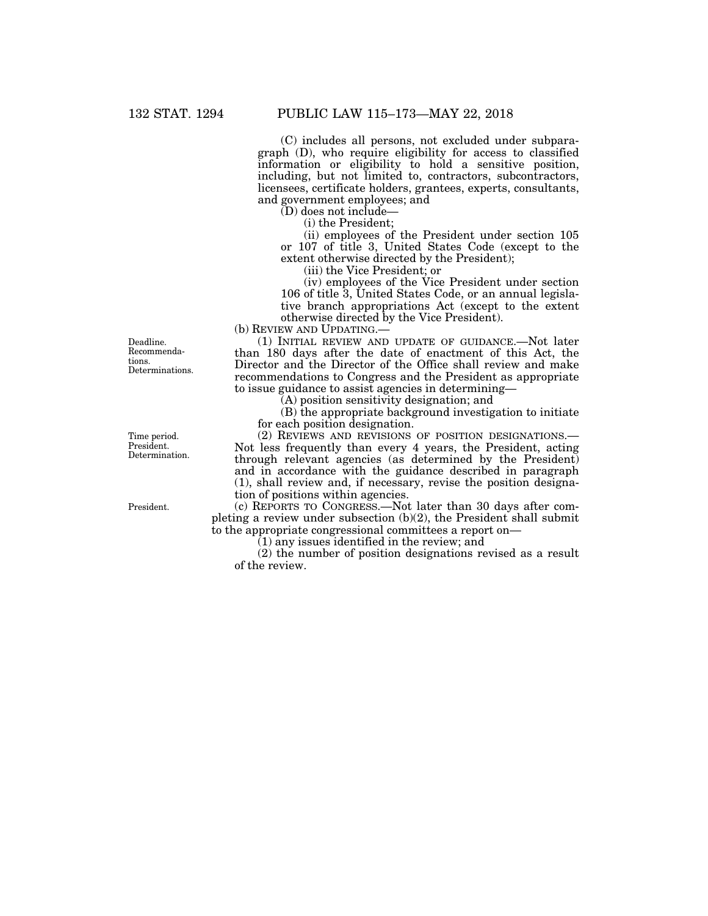(C) includes all persons, not excluded under subparagraph (D), who require eligibility for access to classified information or eligibility to hold a sensitive position, including, but not limited to, contractors, subcontractors, licensees, certificate holders, grantees, experts, consultants, and government employees; and

(D) does not include—

(i) the President;

(ii) employees of the President under section 105 or 107 of title 3, United States Code (except to the extent otherwise directed by the President);

(iii) the Vice President; or

(iv) employees of the Vice President under section 106 of title 3, United States Code, or an annual legislative branch appropriations Act (except to the extent otherwise directed by the Vice President).

(b) REVIEW AND UPDATING.—

Deadline. Recommendations. Determinations.

(1) INITIAL REVIEW AND UPDATE OF GUIDANCE.—Not later than 180 days after the date of enactment of this Act, the Director and the Director of the Office shall review and make recommendations to Congress and the President as appropriate to issue guidance to assist agencies in determining—

(A) position sensitivity designation; and

(B) the appropriate background investigation to initiate for each position designation.

Time period. President. Determination.

(2) REVIEWS AND REVISIONS OF POSITION DESIGNATIONS.—Not less frequently than every 4 years, the President, acting through relevant agencies (as determined by the President) and in accordance with the guidance described in paragraph (1), shall review and, if necessary, revise the position designation of positions within agencies.

President.

(c) REPORTS TO CONGRESS.—Not later than 30 days after completing a review under subsection (b)(2), the President shall submit to the appropriate congressional committees a report on—

(1) any issues identified in the review; and

(2) the number of position designations revised as a result of the review.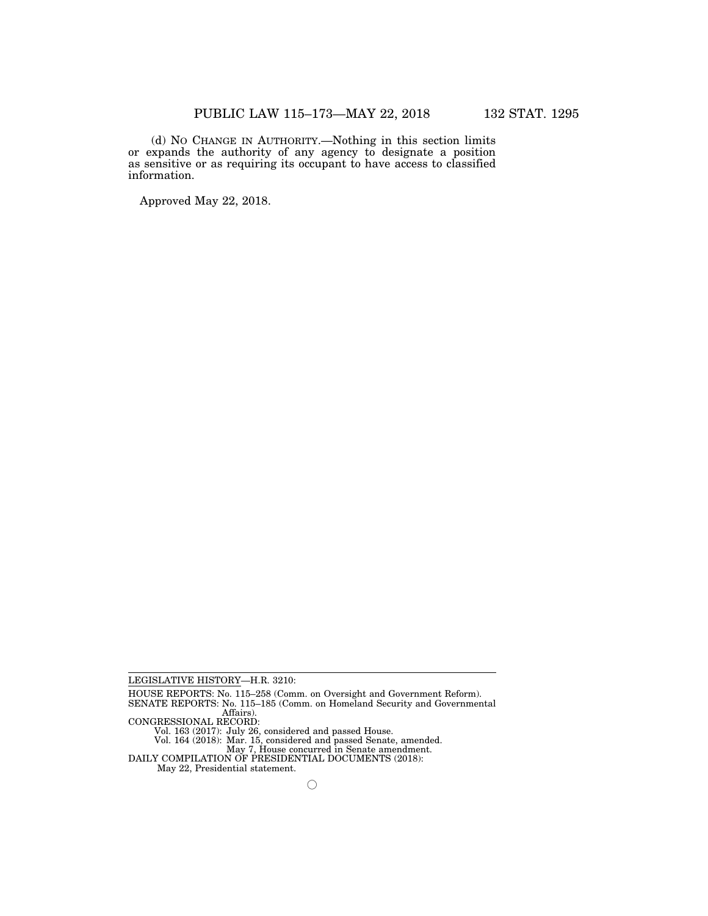(d) NO CHANGE IN AUTHORITY.—Nothing in this section limits or expands the authority of any agency to designate a position as sensitive or as requiring its occupant to have access to classified information.

Approved May 22, 2018.

---

LEGISLATIVE HISTORY—H.R. 3210:

HOUSE REPORTS: No. 115–258 (Comm. on Oversight and Government Reform).
SENATE REPORTS: No. 115–185 (Comm. on Homeland Security and Governmental Affairs).
CONGRESSIONAL RECORD:
- Vol. 163 (2017): July 26, considered and passed House.
- Vol. 164 (2018): Mar. 15, considered and passed Senate, amended.
  - May 7, House concurred in Senate amendment.

DAILY COMPILATION OF PRESIDENTIAL DOCUMENTS (2018):
- May 22, Presidential statement.